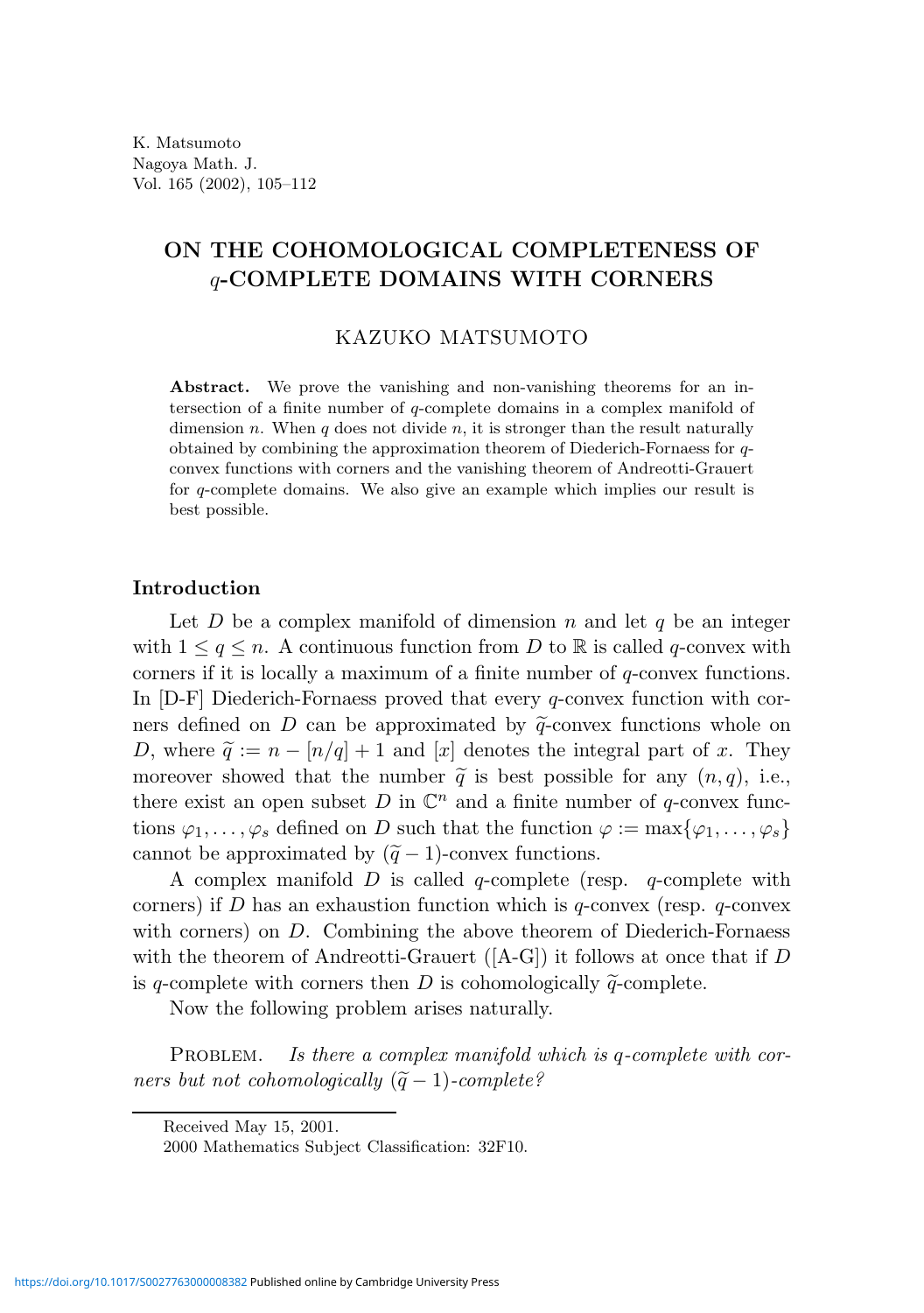K. Matsumoto
Nagoya Math. J.
Vol. 165 (2002), 105–112

# ON THE COHOMOLOGICAL COMPLETENESS OF $q$-COMPLETE DOMAINS WITH CORNERS

KAZUKO MATSUMOTO

**Abstract.** We prove the vanishing and non-vanishing theorems for an intersection of a finite number of $q$-complete domains in a complex manifold of dimension $n$. When $q$ does not divide $n$, it is stronger than the result naturally obtained by combining the approximation theorem of Diederich-Fornaess for $q$-convex functions with corners and the vanishing theorem of Andreotti-Grauert for $q$-complete domains. We also give an example which implies our result is best possible.

## Introduction

Let $D$ be a complex manifold of dimension $n$ and let $q$ be an integer with $1 \leq q \leq n$. A continuous function from $D$ to $\mathbb{R}$ is called $q$-convex with corners if it is locally a maximum of a finite number of $q$-convex functions. In [D-F] Diederich-Fornaess proved that every $q$-convex function with corners defined on $D$ can be approximated by $\widetilde{q}$-convex functions whole on $D$, where $\widetilde{q} := n - [n/q] + 1$ and $[x]$ denotes the integral part of $x$. They moreover showed that the number $\widetilde{q}$ is best possible for any $(n, q)$, i.e., there exist an open subset $D$ in $\mathbb{C}^n$ and a finite number of $q$-convex functions $\varphi_1, \ldots, \varphi_s$ defined on $D$ such that the function $\varphi := \max\{\varphi_1, \ldots, \varphi_s\}$ cannot be approximated by $(\widetilde{q} - 1)$-convex functions.

A complex manifold $D$ is called $q$-complete (resp. $q$-complete with corners) if $D$ has an exhaustion function which is $q$-convex (resp. $q$-convex with corners) on $D$. Combining the above theorem of Diederich-Fornaess with the theorem of Andreotti-Grauert ([A-G]) it follows at once that if $D$ is $q$-complete with corners then $D$ is cohomologically $\widetilde{q}$-complete.

Now the following problem arises naturally.

Problem. *Is there a complex manifold which is $q$-complete with corners but not cohomologically $(\widetilde{q} - 1)$-complete?*

Received May 15, 2001.
2000 Mathematics Subject Classification: 32F10.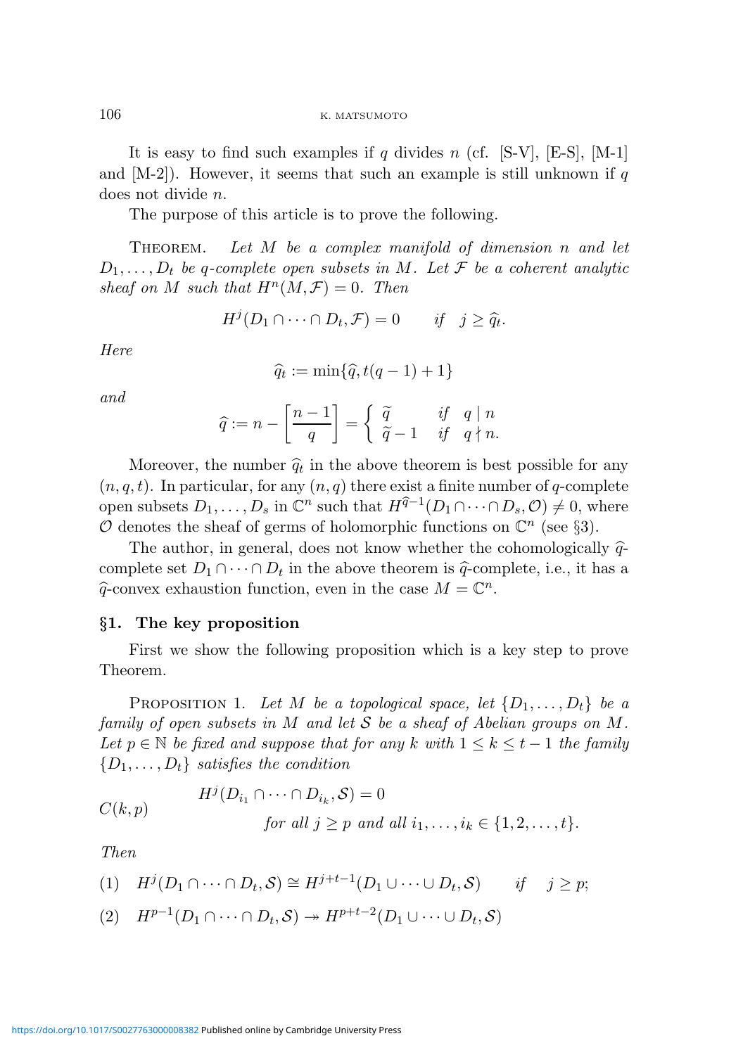It is easy to find such examples if $q$ divides $n$ (cf. [S-V], [E-S], [M-1] and [M-2]). However, it seems that such an example is still unknown if $q$ does not divide $n$.

The purpose of this article is to prove the following.

THEOREM. *Let $M$ be a complex manifold of dimension $n$ and let $D_1, \dots, D_t$ be $q$-complete open subsets in $M$. Let $\mathcal{F}$ be a coherent analytic sheaf on $M$ such that $H^n(M, \mathcal{F}) = 0$. Then*

$$H^j(D_1 \cap \cdots \cap D_t, \mathcal{F}) = 0 \qquad \textit{if} \quad j \geq \widehat{q}_t.$$

*Here*

$$\widehat{q}_t := \min\{\widehat{q}, t(q-1)+1\}$$

*and*

$$\widehat{q} := n - \left[\frac{n-1}{q}\right] = \begin{cases} \widetilde{q} & \textit{if} \quad q \mid n \\ \widetilde{q}-1 & \textit{if} \quad q \nmid n. \end{cases}$$

Moreover, the number $\widehat{q}_t$ in the above theorem is best possible for any $(n, q, t)$. In particular, for any $(n, q)$ there exist a finite number of $q$-complete open subsets $D_1, \dots, D_s$ in $\mathbb{C}^n$ such that $H^{\widehat{q}-1}(D_1 \cap \cdots \cap D_s, \mathcal{O}) \neq 0$, where $\mathcal{O}$ denotes the sheaf of germs of holomorphic functions on $\mathbb{C}^n$ (see §3).

The author, in general, does not know whether the cohomologically $\widehat{q}$-complete set $D_1 \cap \cdots \cap D_t$ in the above theorem is $\widehat{q}$-complete, i.e., it has a $\widehat{q}$-convex exhaustion function, even in the case $M = \mathbb{C}^n$.

## §1. The key proposition

First we show the following proposition which is a key step to prove Theorem.

PROPOSITION 1. *Let $M$ be a topological space, let $\{D_1, \dots, D_t\}$ be a family of open subsets in $M$ and let $\mathcal{S}$ be a sheaf of Abelian groups on $M$. Let $p \in \mathbb{N}$ be fixed and suppose that for any $k$ with $1 \leq k \leq t-1$ the family $\{D_1, \dots, D_t\}$ satisfies the condition*

$$C(k,p) \qquad H^j(D_{i_1} \cap \cdots \cap D_{i_k}, \mathcal{S}) = 0 \quad \textit{for all } j \geq p \textit{ and all } i_1, \dots, i_k \in \{1, 2, \dots, t\}.$$

*Then*

(1) $\quad H^j(D_1 \cap \cdots \cap D_t, \mathcal{S}) \cong H^{j+t-1}(D_1 \cup \cdots \cup D_t, \mathcal{S}) \qquad \textit{if} \quad j \geq p;$

(2) $\quad H^{p-1}(D_1 \cap \cdots \cap D_t, \mathcal{S}) \twoheadrightarrow H^{p+t-2}(D_1 \cup \cdots \cup D_t, \mathcal{S})$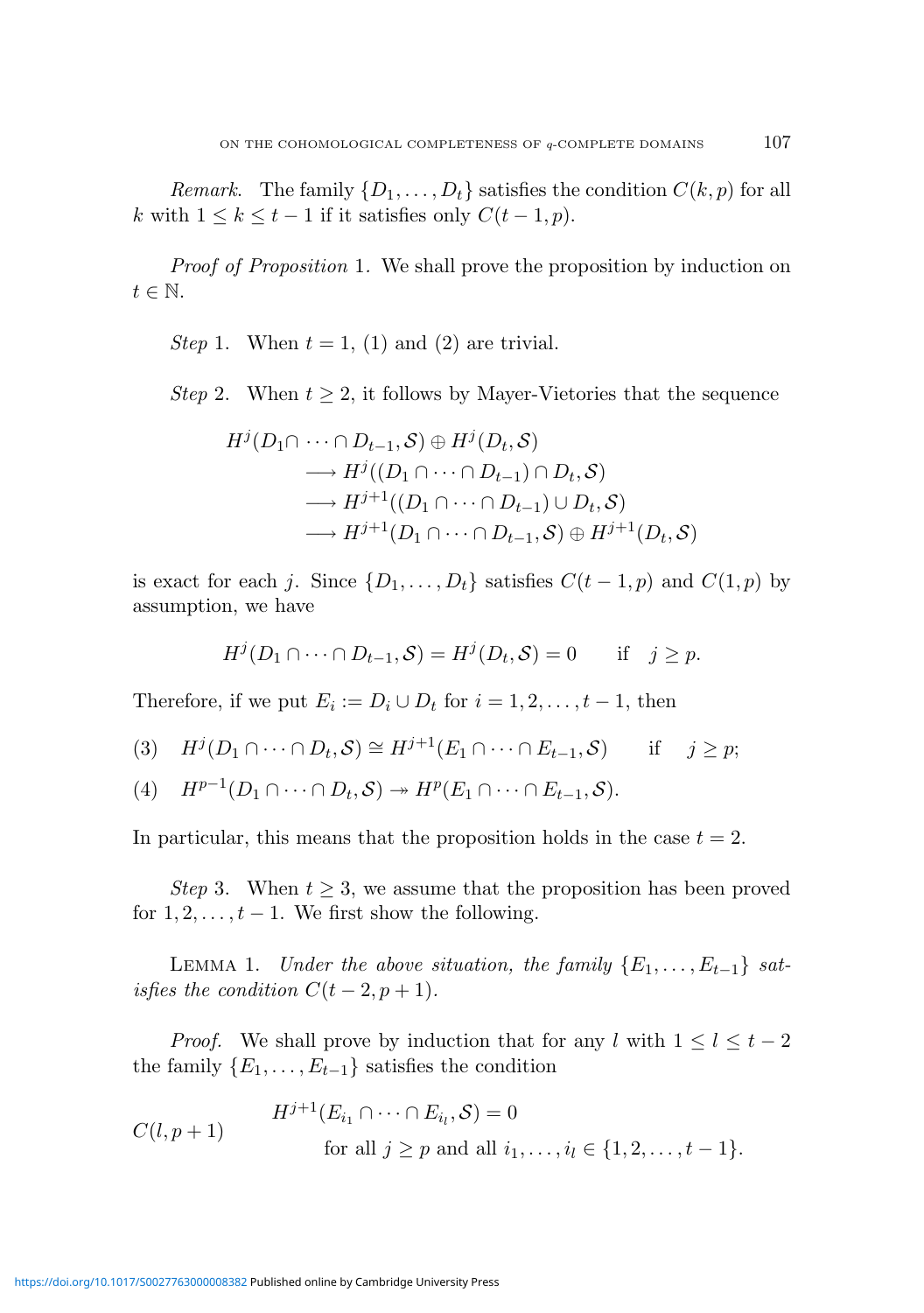*Remark.* The family $\{D_1, \ldots, D_t\}$ satisfies the condition $C(k, p)$ for all $k$ with $1 \le k \le t-1$ if it satisfies only $C(t-1, p)$.

*Proof of Proposition* 1. We shall prove the proposition by induction on $t \in \mathbb{N}$.

*Step* 1. When $t = 1$, (1) and (2) are trivial.

*Step* 2. When $t \ge 2$, it follows by Mayer-Vietories that the sequence

$$
\begin{aligned}
H^j(D_1 \cap & \cdots \cap D_{t-1}, \mathcal{S}) \oplus H^j(D_t, \mathcal{S}) \\
&\longrightarrow H^j((D_1 \cap \cdots \cap D_{t-1}) \cap D_t, \mathcal{S}) \\
&\longrightarrow H^{j+1}((D_1 \cap \cdots \cap D_{t-1}) \cup D_t, \mathcal{S}) \\
&\longrightarrow H^{j+1}(D_1 \cap \cdots \cap D_{t-1}, \mathcal{S}) \oplus H^{j+1}(D_t, \mathcal{S})
\end{aligned}
$$

is exact for each $j$. Since $\{D_1, \ldots, D_t\}$ satisfies $C(t-1, p)$ and $C(1, p)$ by assumption, we have

$$H^j(D_1 \cap \cdots \cap D_{t-1}, \mathcal{S}) = H^j(D_t, \mathcal{S}) = 0 \qquad \text{if} \quad j \ge p.$$

Therefore, if we put $E_i := D_i \cup D_t$ for $i = 1, 2, \ldots, t-1$, then

$$(3) \quad H^j(D_1 \cap \cdots \cap D_t, \mathcal{S}) \cong H^{j+1}(E_1 \cap \cdots \cap E_{t-1}, \mathcal{S}) \qquad \text{if} \quad j \ge p;$$

$$(4) \quad H^{p-1}(D_1 \cap \cdots \cap D_t, \mathcal{S}) \twoheadrightarrow H^p(E_1 \cap \cdots \cap E_{t-1}, \mathcal{S}).$$

In particular, this means that the proposition holds in the case $t = 2$.

*Step* 3. When $t \ge 3$, we assume that the proposition has been proved for $1, 2, \ldots, t-1$. We first show the following.

LEMMA 1. *Under the above situation, the family* $\{E_1, \ldots, E_{t-1}\}$ *satisfies the condition* $C(t-2, p+1)$.

*Proof.* We shall prove by induction that for any $l$ with $1 \le l \le t-2$ the family $\{E_1, \ldots, E_{t-1}\}$ satisfies the condition

$$C(l, p+1) \qquad \begin{aligned} &H^{j+1}(E_{i_1} \cap \cdots \cap E_{i_l}, \mathcal{S}) = 0 \\ &\qquad \text{for all } j \ge p \text{ and all } i_1, \ldots, i_l \in \{1, 2, \ldots, t-1\}. \end{aligned}$$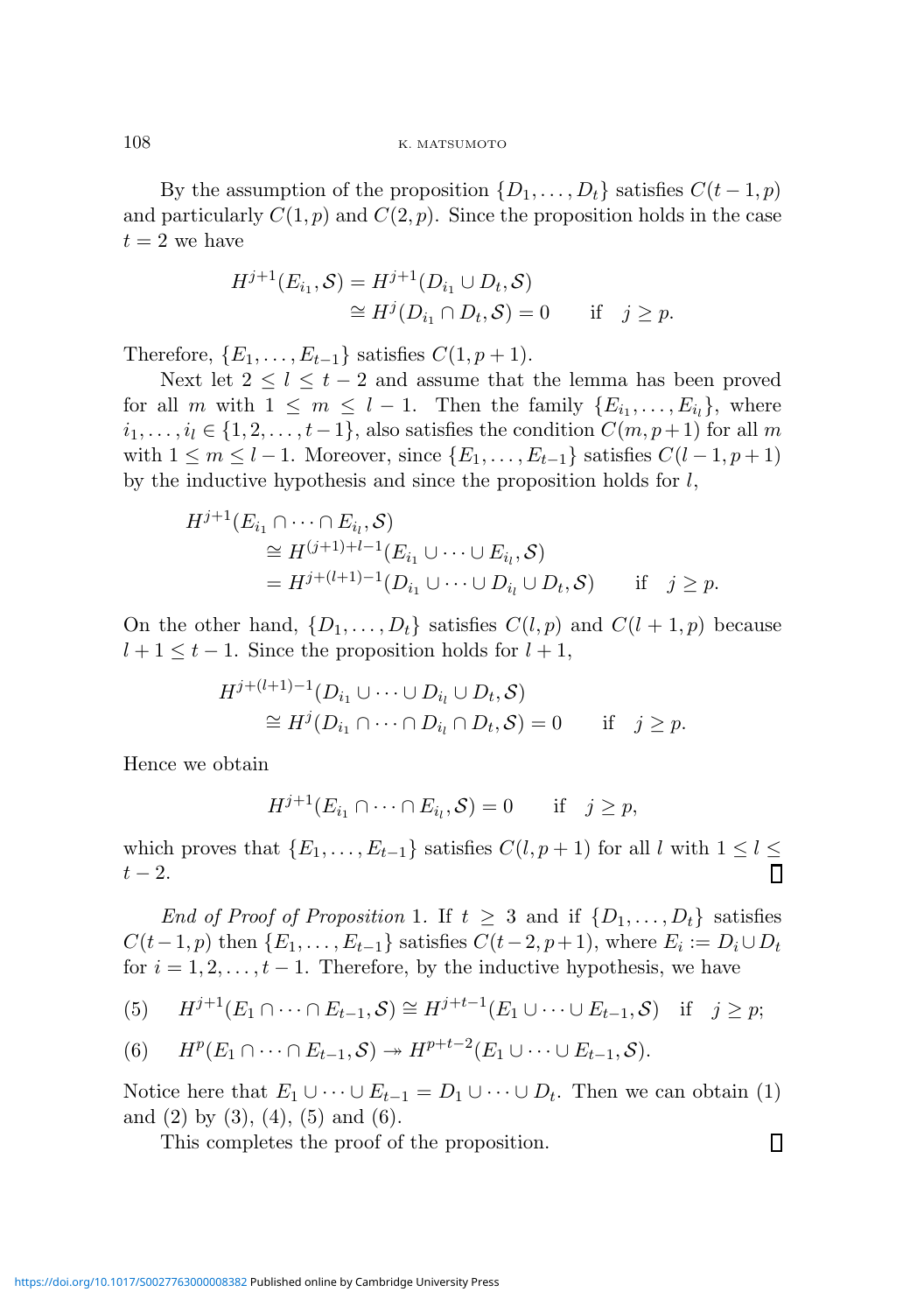By the assumption of the proposition $\{D_1, \ldots, D_t\}$ satisfies $C(t-1,p)$ and particularly $C(1,p)$ and $C(2,p)$. Since the proposition holds in the case $t=2$ we have

$$\begin{aligned}
H^{j+1}(E_{i_1}, \mathcal{S}) &= H^{j+1}(D_{i_1} \cup D_t, \mathcal{S}) \\
&\cong H^j(D_{i_1} \cap D_t, \mathcal{S}) = 0 \qquad \text{if} \quad j \geq p.
\end{aligned}$$

Therefore, $\{E_1, \ldots, E_{t-1}\}$ satisfies $C(1, p+1)$.

Next let $2 \leq l \leq t-2$ and assume that the lemma has been proved for all $m$ with $1 \leq m \leq l-1$. Then the family $\{E_{i_1}, \ldots, E_{i_l}\}$, where $i_1, \ldots, i_l \in \{1, 2, \ldots, t-1\}$, also satisfies the condition $C(m, p+1)$ for all $m$ with $1 \leq m \leq l-1$. Moreover, since $\{E_1, \ldots, E_{t-1}\}$ satisfies $C(l-1, p+1)$ by the inductive hypothesis and since the proposition holds for $l$,

$$\begin{aligned}
&H^{j+1}(E_{i_1} \cap \cdots \cap E_{i_l}, \mathcal{S}) \\
&\quad \cong H^{(j+1)+l-1}(E_{i_1} \cup \cdots \cup E_{i_l}, \mathcal{S}) \\
&\quad = H^{j+(l+1)-1}(D_{i_1} \cup \cdots \cup D_{i_l} \cup D_t, \mathcal{S}) \qquad \text{if} \quad j \geq p.
\end{aligned}$$

On the other hand, $\{D_1, \ldots, D_t\}$ satisfies $C(l,p)$ and $C(l+1,p)$ because $l+1 \leq t-1$. Since the proposition holds for $l+1$,

$$\begin{aligned}
&H^{j+(l+1)-1}(D_{i_1} \cup \cdots \cup D_{i_l} \cup D_t, \mathcal{S}) \\
&\quad \cong H^j(D_{i_1} \cap \cdots \cap D_{i_l} \cap D_t, \mathcal{S}) = 0 \qquad \text{if} \quad j \geq p.
\end{aligned}$$

Hence we obtain

$$H^{j+1}(E_{i_1} \cap \cdots \cap E_{i_l}, \mathcal{S}) = 0 \qquad \text{if} \quad j \geq p,$$

which proves that $\{E_1, \ldots, E_{t-1}\}$ satisfies $C(l, p+1)$ for all $l$ with $1 \leq l \leq t-2$. $\square$

*End of Proof of Proposition* 1. If $t \geq 3$ and if $\{D_1, \ldots, D_t\}$ satisfies $C(t-1,p)$ then $\{E_1, \ldots, E_{t-1}\}$ satisfies $C(t-2, p+1)$, where $E_i := D_i \cup D_t$ for $i = 1, 2, \ldots, t-1$. Therefore, by the inductive hypothesis, we have

$$\text{(5)} \qquad H^{j+1}(E_1 \cap \cdots \cap E_{t-1}, \mathcal{S}) \cong H^{j+t-1}(E_1 \cup \cdots \cup E_{t-1}, \mathcal{S}) \quad \text{if} \quad j \geq p;$$

$$\text{(6)} \qquad H^p(E_1 \cap \cdots \cap E_{t-1}, \mathcal{S}) \twoheadrightarrow H^{p+t-2}(E_1 \cup \cdots \cup E_{t-1}, \mathcal{S}).$$

Notice here that $E_1 \cup \cdots \cup E_{t-1} = D_1 \cup \cdots \cup D_t$. Then we can obtain (1) and (2) by (3), (4), (5) and (6).

This completes the proof of the proposition. $\square$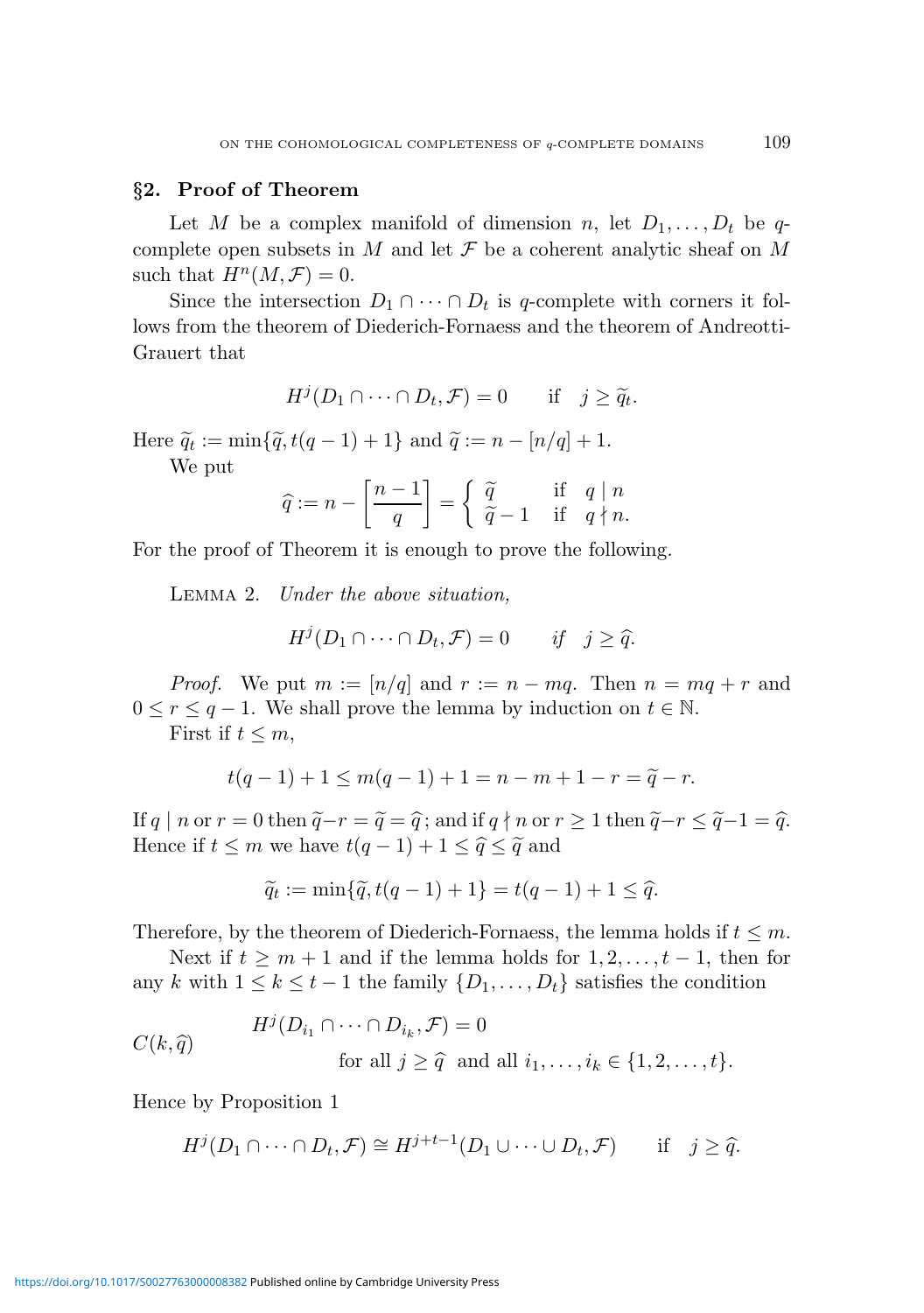## §2. Proof of Theorem

Let $M$ be a complex manifold of dimension $n$, let $D_1, \dots, D_t$ be $q$-complete open subsets in $M$ and let $\mathcal{F}$ be a coherent analytic sheaf on $M$ such that $H^n(M, \mathcal{F}) = 0$.

Since the intersection $D_1 \cap \cdots \cap D_t$ is $q$-complete with corners it follows from the theorem of Diederich-Fornaess and the theorem of Andreotti-Grauert that

$$H^j(D_1 \cap \cdots \cap D_t, \mathcal{F}) = 0 \qquad \text{if} \quad j \geq \widetilde{q}_t.$$

Here $\widetilde{q}_t := \min\{\widetilde{q}, t(q-1)+1\}$ and $\widetilde{q} := n - [n/q] + 1$.

We put

$$\widehat{q} := n - \left[\frac{n-1}{q}\right] = \begin{cases} \widetilde{q} & \text{if} \quad q \mid n \\ \widetilde{q} - 1 & \text{if} \quad q \nmid n. \end{cases}$$

For the proof of Theorem it is enough to prove the following.

Lemma 2. *Under the above situation,*

$$H^j(D_1 \cap \cdots \cap D_t, \mathcal{F}) = 0 \qquad \textit{if} \quad j \geq \widehat{q}.$$

*Proof.* We put $m := [n/q]$ and $r := n - mq$. Then $n = mq + r$ and $0 \leq r \leq q - 1$. We shall prove the lemma by induction on $t \in \mathbb{N}$.

First if $t \leq m$,

$$t(q-1) + 1 \leq m(q-1) + 1 = n - m + 1 - r = \widetilde{q} - r.$$

If $q \mid n$ or $r = 0$ then $\widetilde{q} - r = \widetilde{q} = \widehat{q}$; and if $q \nmid n$ or $r \geq 1$ then $\widetilde{q} - r \leq \widetilde{q} - 1 = \widehat{q}$. Hence if $t \leq m$ we have $t(q-1) + 1 \leq \widehat{q} \leq \widetilde{q}$ and

$$\widetilde{q}_t := \min\{\widetilde{q}, t(q-1)+1\} = t(q-1) + 1 \leq \widehat{q}.$$

Therefore, by the theorem of Diederich-Fornaess, the lemma holds if $t \leq m$.

Next if $t \geq m+1$ and if the lemma holds for $1, 2, \dots, t-1$, then for any $k$ with $1 \leq k \leq t-1$ the family $\{D_1, \dots, D_t\}$ satisfies the condition

$$C(k, \widehat{q}) \qquad \begin{aligned} &H^j(D_{i_1} \cap \cdots \cap D_{i_k}, \mathcal{F}) = 0 \\ &\qquad \text{for all } j \geq \widehat{q} \ \text{ and all } i_1, \dots, i_k \in \{1, 2, \dots, t\}. \end{aligned}$$

Hence by Proposition 1

$$H^j(D_1 \cap \cdots \cap D_t, \mathcal{F}) \cong H^{j+t-1}(D_1 \cup \cdots \cup D_t, \mathcal{F}) \qquad \text{if} \quad j \geq \widehat{q}.$$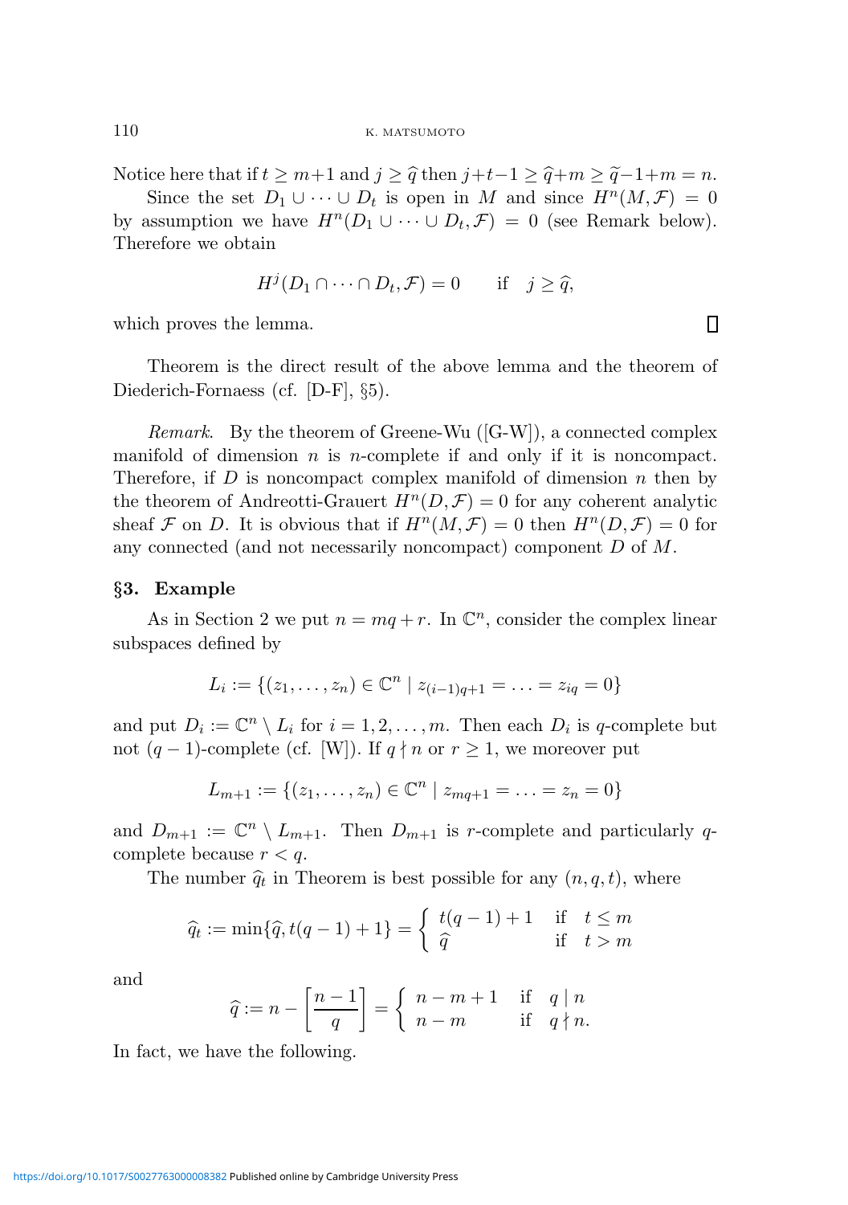Notice here that if $t \geq m+1$ and $j \geq \widehat{q}$ then $j+t-1 \geq \widehat{q}+m \geq \widetilde{q}-1+m = n$.

Since the set $D_1 \cup \cdots \cup D_t$ is open in $M$ and since $H^n(M, \mathcal{F}) = 0$ by assumption we have $H^n(D_1 \cup \cdots \cup D_t, \mathcal{F}) = 0$ (see Remark below). Therefore we obtain

$$H^j(D_1 \cap \cdots \cap D_t, \mathcal{F}) = 0 \qquad \text{if} \quad j \geq \widehat{q},$$

which proves the lemma. □

Theorem is the direct result of the above lemma and the theorem of Diederich-Fornaess (cf. [D-F], §5).

*Remark.* By the theorem of Greene-Wu ([G-W]), a connected complex manifold of dimension $n$ is $n$-complete if and only if it is noncompact. Therefore, if $D$ is noncompact complex manifold of dimension $n$ then by the theorem of Andreotti-Grauert $H^n(D, \mathcal{F}) = 0$ for any coherent analytic sheaf $\mathcal{F}$ on $D$. It is obvious that if $H^n(M, \mathcal{F}) = 0$ then $H^n(D, \mathcal{F}) = 0$ for any connected (and not necessarily noncompact) component $D$ of $M$.

## §3. Example

As in Section 2 we put $n = mq + r$. In $\mathbb{C}^n$, consider the complex linear subspaces defined by

$$L_i := \{(z_1, \ldots, z_n) \in \mathbb{C}^n \mid z_{(i-1)q+1} = \ldots = z_{iq} = 0\}$$

and put $D_i := \mathbb{C}^n \setminus L_i$ for $i = 1, 2, \ldots, m$. Then each $D_i$ is $q$-complete but not $(q-1)$-complete (cf. [W]). If $q \nmid n$ or $r \geq 1$, we moreover put

$$L_{m+1} := \{(z_1, \ldots, z_n) \in \mathbb{C}^n \mid z_{mq+1} = \ldots = z_n = 0\}$$

and $D_{m+1} := \mathbb{C}^n \setminus L_{m+1}$. Then $D_{m+1}$ is $r$-complete and particularly $q$-complete because $r < q$.

The number $\widehat{q}_t$ in Theorem is best possible for any $(n, q, t)$, where

$$\widehat{q}_t := \min\{\widehat{q}, t(q-1)+1\} = \begin{cases} t(q-1)+1 & \text{if} \quad t \leq m \\ \widehat{q} & \text{if} \quad t > m \end{cases}$$

and

$$\widehat{q} := n - \left[\frac{n-1}{q}\right] = \begin{cases} n-m+1 & \text{if} \quad q \mid n \\ n-m & \text{if} \quad q \nmid n. \end{cases}$$

In fact, we have the following.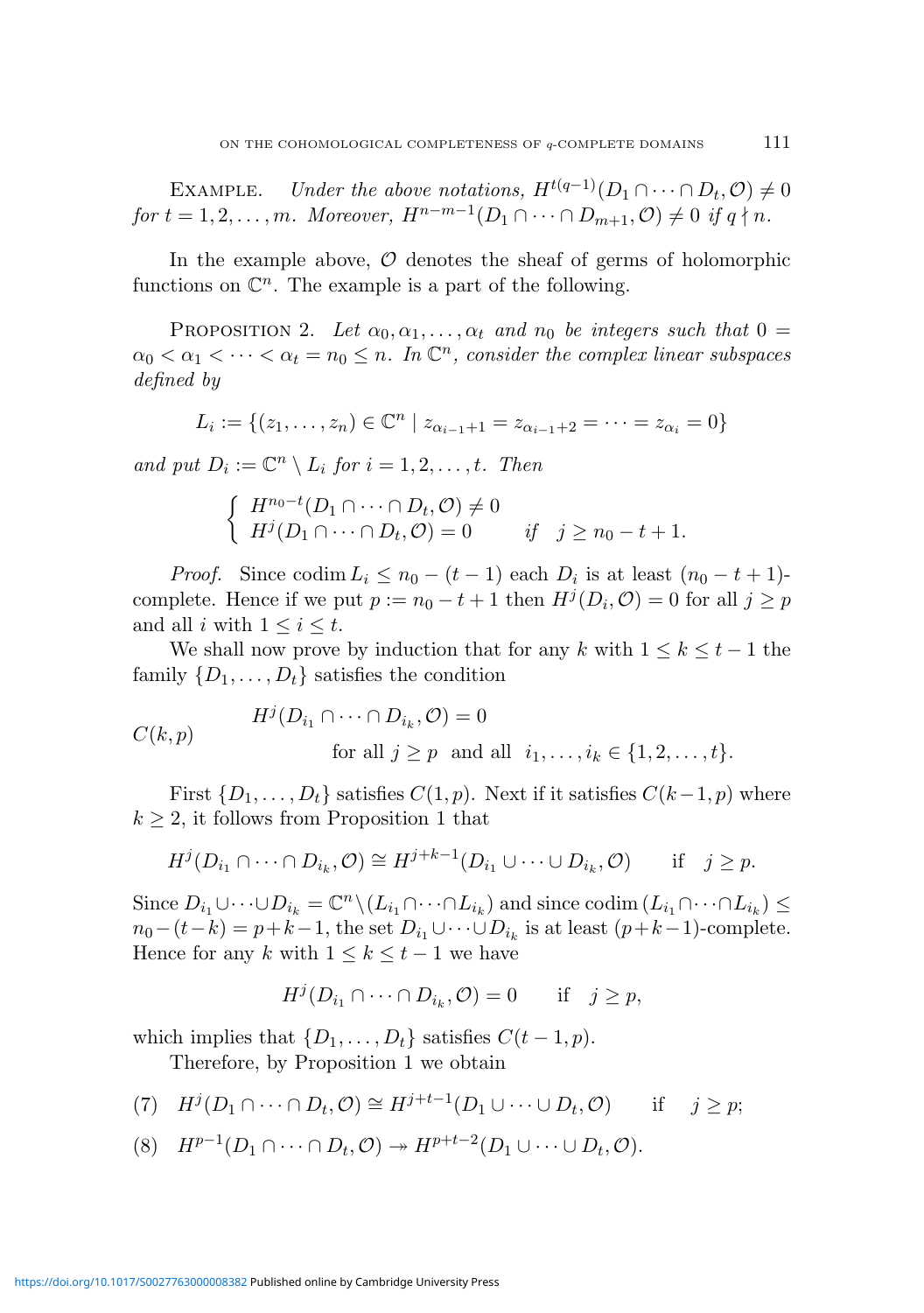EXAMPLE. *Under the above notations, $H^{t(q-1)}(D_1 \cap \cdots \cap D_t, \mathcal{O}) \neq 0$ for $t = 1, 2, \ldots, m$. Moreover, $H^{n-m-1}(D_1 \cap \cdots \cap D_{m+1}, \mathcal{O}) \neq 0$ if $q \nmid n$.*

In the example above, $\mathcal{O}$ denotes the sheaf of germs of holomorphic functions on $\mathbb{C}^n$. The example is a part of the following.

PROPOSITION 2. *Let $\alpha_0, \alpha_1, \ldots, \alpha_t$ and $n_0$ be integers such that $0 = \alpha_0 < \alpha_1 < \cdots < \alpha_t = n_0 \leq n$. In $\mathbb{C}^n$, consider the complex linear subspaces defined by*

$$L_i := \{(z_1, \ldots, z_n) \in \mathbb{C}^n \mid z_{\alpha_{i-1}+1} = z_{\alpha_{i-1}+2} = \cdots = z_{\alpha_i} = 0\}$$

*and put $D_i := \mathbb{C}^n \setminus L_i$ for $i = 1, 2, \ldots, t$. Then*

$$\begin{cases} H^{n_0-t}(D_1 \cap \cdots \cap D_t, \mathcal{O}) \neq 0 \\ H^j(D_1 \cap \cdots \cap D_t, \mathcal{O}) = 0 \qquad \text{if} \quad j \geq n_0 - t + 1. \end{cases}$$

*Proof.* Since $\operatorname{codim} L_i \leq n_0 - (t-1)$ each $D_i$ is at least $(n_0 - t + 1)$-complete. Hence if we put $p := n_0 - t + 1$ then $H^j(D_i, \mathcal{O}) = 0$ for all $j \geq p$ and all $i$ with $1 \leq i \leq t$.

We shall now prove by induction that for any $k$ with $1 \leq k \leq t-1$ the family $\{D_1, \ldots, D_t\}$ satisfies the condition

$$C(k,p) \qquad \begin{aligned} &H^j(D_{i_1} \cap \cdots \cap D_{i_k}, \mathcal{O}) = 0 \\ &\qquad \text{for all } j \geq p \text{ and all } i_1, \ldots, i_k \in \{1, 2, \ldots, t\}. \end{aligned}$$

First $\{D_1, \ldots, D_t\}$ satisfies $C(1,p)$. Next if it satisfies $C(k-1,p)$ where $k \geq 2$, it follows from Proposition 1 that

$$H^j(D_{i_1} \cap \cdots \cap D_{i_k}, \mathcal{O}) \cong H^{j+k-1}(D_{i_1} \cup \cdots \cup D_{i_k}, \mathcal{O}) \qquad \text{if} \quad j \geq p.$$

Since $D_{i_1} \cup \cdots \cup D_{i_k} = \mathbb{C}^n \setminus (L_{i_1} \cap \cdots \cap L_{i_k})$ and since $\operatorname{codim}(L_{i_1} \cap \cdots \cap L_{i_k}) \leq n_0 - (t-k) = p+k-1$, the set $D_{i_1} \cup \cdots \cup D_{i_k}$ is at least $(p+k-1)$-complete. Hence for any $k$ with $1 \leq k \leq t-1$ we have

$$H^j(D_{i_1} \cap \cdots \cap D_{i_k}, \mathcal{O}) = 0 \qquad \text{if} \quad j \geq p,$$

which implies that $\{D_1, \ldots, D_t\}$ satisfies $C(t-1, p)$.

Therefore, by Proposition 1 we obtain

$$(7) \quad H^j(D_1 \cap \cdots \cap D_t, \mathcal{O}) \cong H^{j+t-1}(D_1 \cup \cdots \cup D_t, \mathcal{O}) \qquad \text{if} \quad j \geq p;$$

$$(8) \quad H^{p-1}(D_1 \cap \cdots \cap D_t, \mathcal{O}) \twoheadrightarrow H^{p+t-2}(D_1 \cup \cdots \cup D_t, \mathcal{O}).$$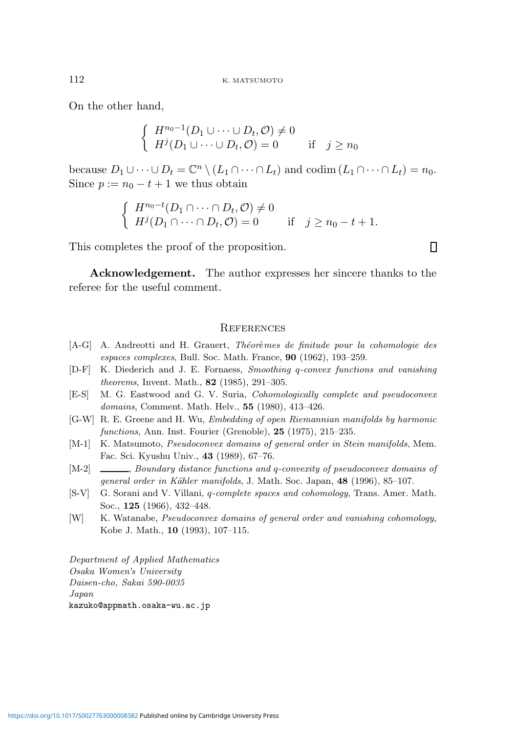On the other hand,

$$\begin{cases} H^{n_0-1}(D_1 \cup \cdots \cup D_t, \mathcal{O}) \neq 0 \\ H^j(D_1 \cup \cdots \cup D_t, \mathcal{O}) = 0 \qquad \text{if} \quad j \geq n_0 \end{cases}$$

because $D_1 \cup \cdots \cup D_t = \mathbb{C}^n \setminus (L_1 \cap \cdots \cap L_t)$ and $\operatorname{codim}(L_1 \cap \cdots \cap L_t) = n_0$. Since $p := n_0 - t + 1$ we thus obtain

$$\begin{cases} H^{n_0-t}(D_1 \cap \cdots \cap D_t, \mathcal{O}) \neq 0 \\ H^j(D_1 \cap \cdots \cap D_t, \mathcal{O}) = 0 \qquad \text{if} \quad j \geq n_0 - t + 1. \end{cases}$$

This completes the proof of the proposition. □

**Acknowledgement.** The author expresses her sincere thanks to the referee for the useful comment.

## References

[A-G] A. Andreotti and H. Grauert, *Théorèmes de finitude pour la cohomologie des espaces complexes*, Bull. Soc. Math. France, **90** (1962), 193–259.

[D-F] K. Diederich and J. E. Fornaess, *Smoothing q-convex functions and vanishing theorems*, Invent. Math., **82** (1985), 291–305.

[E-S] M. G. Eastwood and G. V. Suria, *Cohomologically complete and pseudoconvex domains*, Comment. Math. Helv., **55** (1980), 413–426.

[G-W] R. E. Greene and H. Wu, *Embedding of open Riemannian manifolds by harmonic functions*, Ann. Inst. Fourier (Grenoble), **25** (1975), 215–235.

[M-1] K. Matsumoto, *Pseudoconvex domains of general order in Stein manifolds*, Mem. Fac. Sci. Kyushu Univ., **43** (1989), 67–76.

[M-2] ———, *Boundary distance functions and q-convexity of pseudoconvex domains of general order in Kähler manifolds*, J. Math. Soc. Japan, **48** (1996), 85–107.

[S-V] G. Sorani and V. Villani, *q-complete spaces and cohomology*, Trans. Amer. Math. Soc., **125** (1966), 432–448.

[W] K. Watanabe, *Pseudoconvex domains of general order and vanishing cohomology*, Kobe J. Math., **10** (1993), 107–115.

*Department of Applied Mathematics*
*Osaka Women's University*
*Daisen-cho, Sakai 590-0035*
*Japan*
kazuko@appmath.osaka-wu.ac.jp